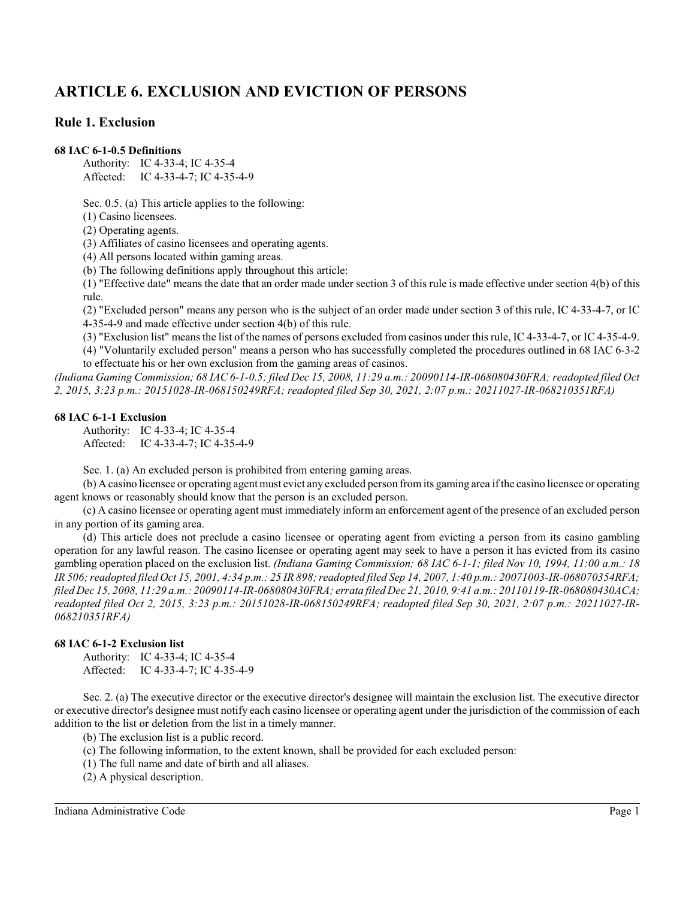# ARTICLE 6. EXCLUSION AND EVICTION OF PERSONS

## Rule 1. Exclusion

### 68 IAC 6-1-0.5 Definitions

Authority: IC 4-33-4; IC 4-35-4
Affected: IC 4-33-4-7; IC 4-35-4-9

Sec. 0.5. (a) This article applies to the following:

(1) Casino licensees.

(2) Operating agents.

(3) Affiliates of casino licensees and operating agents.

(4) All persons located within gaming areas.

(b) The following definitions apply throughout this article:

(1) "Effective date" means the date that an order made under section 3 of this rule is made effective under section 4(b) of this rule.

(2) "Excluded person" means any person who is the subject of an order made under section 3 of this rule, IC 4-33-4-7, or IC 4-35-4-9 and made effective under section 4(b) of this rule.

(3) "Exclusion list" means the list of the names of persons excluded from casinos under this rule, IC 4-33-4-7, or IC 4-35-4-9.

(4) "Voluntarily excluded person" means a person who has successfully completed the procedures outlined in 68 IAC 6-3-2 to effectuate his or her own exclusion from the gaming areas of casinos.

*(Indiana Gaming Commission; 68 IAC 6-1-0.5; filed Dec 15, 2008, 11:29 a.m.: 20090114-IR-068080430FRA; readopted filed Oct 2, 2015, 3:23 p.m.: 20151028-IR-068150249RFA; readopted filed Sep 30, 2021, 2:07 p.m.: 20211027-IR-068210351RFA)*

### 68 IAC 6-1-1 Exclusion

Authority: IC 4-33-4; IC 4-35-4
Affected: IC 4-33-4-7; IC 4-35-4-9

Sec. 1. (a) An excluded person is prohibited from entering gaming areas.

(b) A casino licensee or operating agent must evict any excluded person from its gaming area if the casino licensee or operating agent knows or reasonably should know that the person is an excluded person.

(c) A casino licensee or operating agent must immediately inform an enforcement agent of the presence of an excluded person in any portion of its gaming area.

(d) This article does not preclude a casino licensee or operating agent from evicting a person from its casino gambling operation for any lawful reason. The casino licensee or operating agent may seek to have a person it has evicted from its casino gambling operation placed on the exclusion list. *(Indiana Gaming Commission; 68 IAC 6-1-1; filed Nov 10, 1994, 11:00 a.m.: 18 IR 506; readopted filed Oct 15, 2001, 4:34 p.m.: 25 IR 898; readopted filed Sep 14, 2007, 1:40 p.m.: 20071003-IR-068070354RFA; filed Dec 15, 2008, 11:29 a.m.: 20090114-IR-068080430FRA; errata filed Dec 21, 2010, 9:41 a.m.: 20110119-IR-068080430ACA; readopted filed Oct 2, 2015, 3:23 p.m.: 20151028-IR-068150249RFA; readopted filed Sep 30, 2021, 2:07 p.m.: 20211027-IR-068210351RFA)*

### 68 IAC 6-1-2 Exclusion list

Authority: IC 4-33-4; IC 4-35-4
Affected: IC 4-33-4-7; IC 4-35-4-9

Sec. 2. (a) The executive director or the executive director's designee will maintain the exclusion list. The executive director or executive director's designee must notify each casino licensee or operating agent under the jurisdiction of the commission of each addition to the list or deletion from the list in a timely manner.

(b) The exclusion list is a public record.

(c) The following information, to the extent known, shall be provided for each excluded person:

(1) The full name and date of birth and all aliases.

(2) A physical description.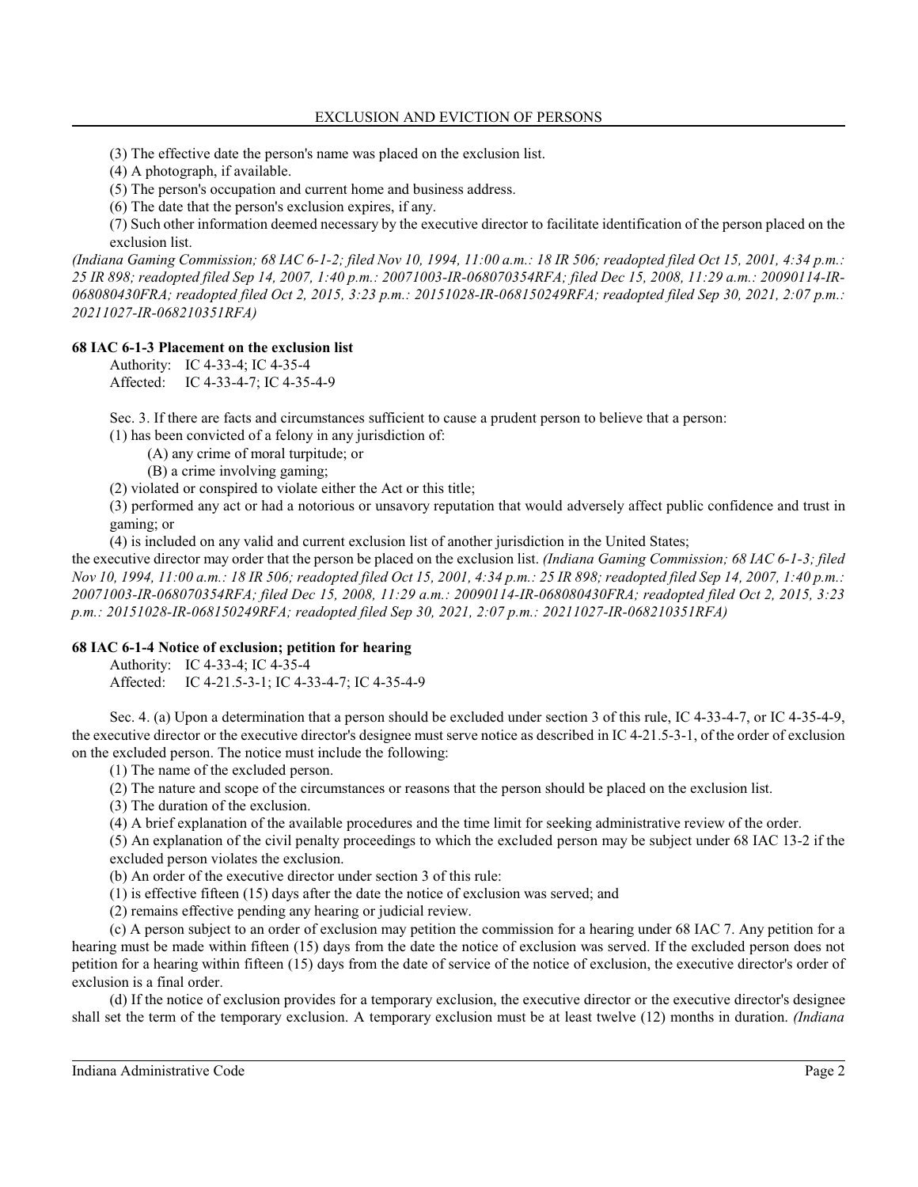(3) The effective date the person's name was placed on the exclusion list.

(4) A photograph, if available.

(5) The person's occupation and current home and business address.

(6) The date that the person's exclusion expires, if any.

(7) Such other information deemed necessary by the executive director to facilitate identification of the person placed on the exclusion list.

*(Indiana Gaming Commission; 68 IAC 6-1-2; filed Nov 10, 1994, 11:00 a.m.: 18 IR 506; readopted filed Oct 15, 2001, 4:34 p.m.: 25 IR 898; readopted filed Sep 14, 2007, 1:40 p.m.: 20071003-IR-068070354RFA; filed Dec 15, 2008, 11:29 a.m.: 20090114-IR-068080430FRA; readopted filed Oct 2, 2015, 3:23 p.m.: 20151028-IR-068150249RFA; readopted filed Sep 30, 2021, 2:07 p.m.: 20211027-IR-068210351RFA)*

### 68 IAC 6-1-3 Placement on the exclusion list

Authority: IC 4-33-4; IC 4-35-4
Affected: IC 4-33-4-7; IC 4-35-4-9

Sec. 3. If there are facts and circumstances sufficient to cause a prudent person to believe that a person:

(1) has been convicted of a felony in any jurisdiction of:

(A) any crime of moral turpitude; or

(B) a crime involving gaming;

(2) violated or conspired to violate either the Act or this title;

(3) performed any act or had a notorious or unsavory reputation that would adversely affect public confidence and trust in gaming; or

(4) is included on any valid and current exclusion list of another jurisdiction in the United States;

the executive director may order that the person be placed on the exclusion list. *(Indiana Gaming Commission; 68 IAC 6-1-3; filed Nov 10, 1994, 11:00 a.m.: 18 IR 506; readopted filed Oct 15, 2001, 4:34 p.m.: 25 IR 898; readopted filed Sep 14, 2007, 1:40 p.m.: 20071003-IR-068070354RFA; filed Dec 15, 2008, 11:29 a.m.: 20090114-IR-068080430FRA; readopted filed Oct 2, 2015, 3:23 p.m.: 20151028-IR-068150249RFA; readopted filed Sep 30, 2021, 2:07 p.m.: 20211027-IR-068210351RFA)*

### 68 IAC 6-1-4 Notice of exclusion; petition for hearing

Authority: IC 4-33-4; IC 4-35-4
Affected: IC 4-21.5-3-1; IC 4-33-4-7; IC 4-35-4-9

Sec. 4. (a) Upon a determination that a person should be excluded under section 3 of this rule, IC 4-33-4-7, or IC 4-35-4-9, the executive director or the executive director's designee must serve notice as described in IC 4-21.5-3-1, of the order of exclusion on the excluded person. The notice must include the following:

(1) The name of the excluded person.

(2) The nature and scope of the circumstances or reasons that the person should be placed on the exclusion list.

(3) The duration of the exclusion.

(4) A brief explanation of the available procedures and the time limit for seeking administrative review of the order.

(5) An explanation of the civil penalty proceedings to which the excluded person may be subject under 68 IAC 13-2 if the excluded person violates the exclusion.

(b) An order of the executive director under section 3 of this rule:

(1) is effective fifteen (15) days after the date the notice of exclusion was served; and

(2) remains effective pending any hearing or judicial review.

(c) A person subject to an order of exclusion may petition the commission for a hearing under 68 IAC 7. Any petition for a hearing must be made within fifteen (15) days from the date the notice of exclusion was served. If the excluded person does not petition for a hearing within fifteen (15) days from the date of service of the notice of exclusion, the executive director's order of exclusion is a final order.

(d) If the notice of exclusion provides for a temporary exclusion, the executive director or the executive director's designee shall set the term of the temporary exclusion. A temporary exclusion must be at least twelve (12) months in duration. *(Indiana*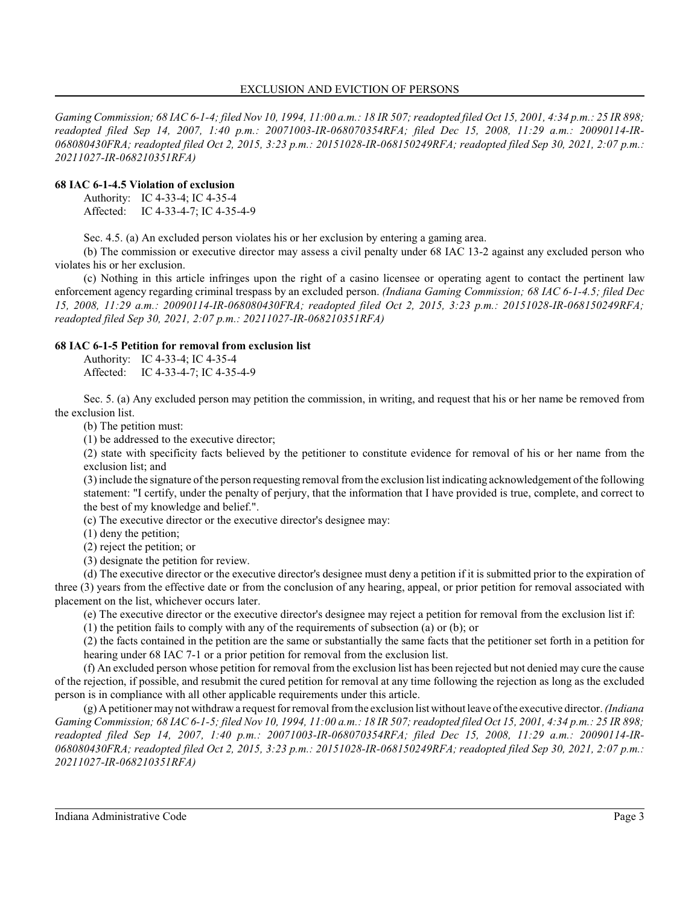*Gaming Commission; 68 IAC 6-1-4; filed Nov 10, 1994, 11:00 a.m.: 18 IR 507; readopted filed Oct 15, 2001, 4:34 p.m.: 25 IR 898; readopted filed Sep 14, 2007, 1:40 p.m.: 20071003-IR-068070354RFA; filed Dec 15, 2008, 11:29 a.m.: 20090114-IR-068080430FRA; readopted filed Oct 2, 2015, 3:23 p.m.: 20151028-IR-068150249RFA; readopted filed Sep 30, 2021, 2:07 p.m.: 20211027-IR-068210351RFA)*

**68 IAC 6-1-4.5 Violation of exclusion**

Authority: IC 4-33-4; IC 4-35-4
Affected: IC 4-33-4-7; IC 4-35-4-9

Sec. 4.5. (a) An excluded person violates his or her exclusion by entering a gaming area.

(b) The commission or executive director may assess a civil penalty under 68 IAC 13-2 against any excluded person who violates his or her exclusion.

(c) Nothing in this article infringes upon the right of a casino licensee or operating agent to contact the pertinent law enforcement agency regarding criminal trespass by an excluded person. *(Indiana Gaming Commission; 68 IAC 6-1-4.5; filed Dec 15, 2008, 11:29 a.m.: 20090114-IR-068080430FRA; readopted filed Oct 2, 2015, 3:23 p.m.: 20151028-IR-068150249RFA; readopted filed Sep 30, 2021, 2:07 p.m.: 20211027-IR-068210351RFA)*

**68 IAC 6-1-5 Petition for removal from exclusion list**

Authority: IC 4-33-4; IC 4-35-4
Affected: IC 4-33-4-7; IC 4-35-4-9

Sec. 5. (a) Any excluded person may petition the commission, in writing, and request that his or her name be removed from the exclusion list.

(b) The petition must:

(1) be addressed to the executive director;

(2) state with specificity facts believed by the petitioner to constitute evidence for removal of his or her name from the exclusion list; and

(3) include the signature of the person requesting removal from the exclusion list indicating acknowledgement of the following statement: "I certify, under the penalty of perjury, that the information that I have provided is true, complete, and correct to the best of my knowledge and belief.".

(c) The executive director or the executive director's designee may:

(1) deny the petition;

(2) reject the petition; or

(3) designate the petition for review.

(d) The executive director or the executive director's designee must deny a petition if it is submitted prior to the expiration of three (3) years from the effective date or from the conclusion of any hearing, appeal, or prior petition for removal associated with placement on the list, whichever occurs later.

(e) The executive director or the executive director's designee may reject a petition for removal from the exclusion list if:

(1) the petition fails to comply with any of the requirements of subsection (a) or (b); or

(2) the facts contained in the petition are the same or substantially the same facts that the petitioner set forth in a petition for hearing under 68 IAC 7-1 or a prior petition for removal from the exclusion list.

(f) An excluded person whose petition for removal from the exclusion list has been rejected but not denied may cure the cause of the rejection, if possible, and resubmit the cured petition for removal at any time following the rejection as long as the excluded person is in compliance with all other applicable requirements under this article.

(g) A petitioner may not withdraw a request for removal from the exclusion list without leave of the executive director. *(Indiana Gaming Commission; 68 IAC 6-1-5; filed Nov 10, 1994, 11:00 a.m.: 18 IR 507; readopted filed Oct 15, 2001, 4:34 p.m.: 25 IR 898; readopted filed Sep 14, 2007, 1:40 p.m.: 20071003-IR-068070354RFA; filed Dec 15, 2008, 11:29 a.m.: 20090114-IR-068080430FRA; readopted filed Oct 2, 2015, 3:23 p.m.: 20151028-IR-068150249RFA; readopted filed Sep 30, 2021, 2:07 p.m.: 20211027-IR-068210351RFA)*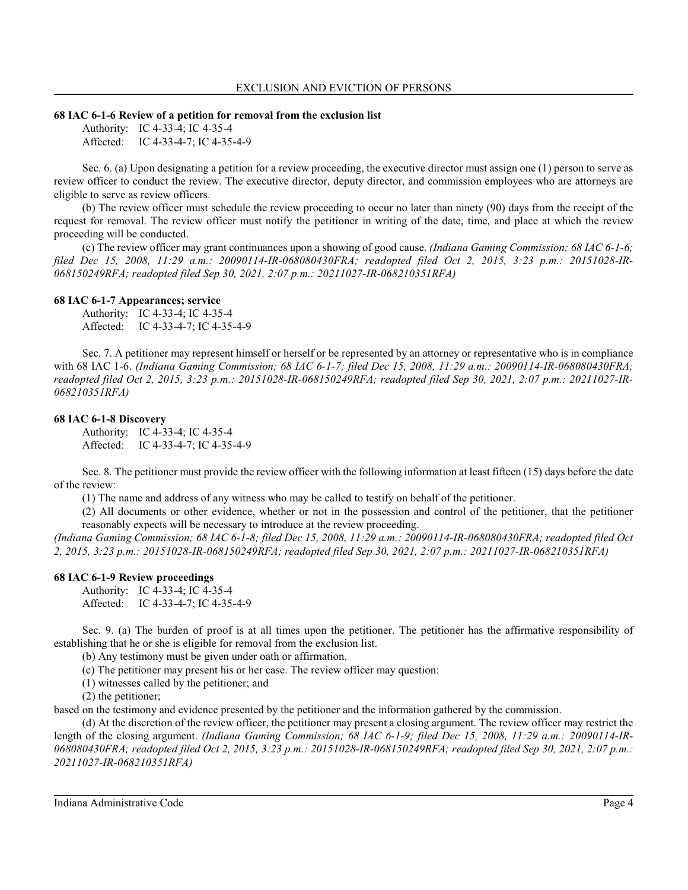### 68 IAC 6-1-6 Review of a petition for removal from the exclusion list

Authority: IC 4-33-4; IC 4-35-4
Affected: IC 4-33-4-7; IC 4-35-4-9

Sec. 6. (a) Upon designating a petition for a review proceeding, the executive director must assign one (1) person to serve as review officer to conduct the review. The executive director, deputy director, and commission employees who are attorneys are eligible to serve as review officers.

(b) The review officer must schedule the review proceeding to occur no later than ninety (90) days from the receipt of the request for removal. The review officer must notify the petitioner in writing of the date, time, and place at which the review proceeding will be conducted.

(c) The review officer may grant continuances upon a showing of good cause. *(Indiana Gaming Commission; 68 IAC 6-1-6; filed Dec 15, 2008, 11:29 a.m.: 20090114-IR-068080430FRA; readopted filed Oct 2, 2015, 3:23 p.m.: 20151028-IR-068150249RFA; readopted filed Sep 30, 2021, 2:07 p.m.: 20211027-IR-068210351RFA)*

### 68 IAC 6-1-7 Appearances; service

Authority: IC 4-33-4; IC 4-35-4
Affected: IC 4-33-4-7; IC 4-35-4-9

Sec. 7. A petitioner may represent himself or herself or be represented by an attorney or representative who is in compliance with 68 IAC 1-6. *(Indiana Gaming Commission; 68 IAC 6-1-7; filed Dec 15, 2008, 11:29 a.m.: 20090114-IR-068080430FRA; readopted filed Oct 2, 2015, 3:23 p.m.: 20151028-IR-068150249RFA; readopted filed Sep 30, 2021, 2:07 p.m.: 20211027-IR-068210351RFA)*

### 68 IAC 6-1-8 Discovery

Authority: IC 4-33-4; IC 4-35-4
Affected: IC 4-33-4-7; IC 4-35-4-9

Sec. 8. The petitioner must provide the review officer with the following information at least fifteen (15) days before the date of the review:

(1) The name and address of any witness who may be called to testify on behalf of the petitioner.

(2) All documents or other evidence, whether or not in the possession and control of the petitioner, that the petitioner reasonably expects will be necessary to introduce at the review proceeding.

*(Indiana Gaming Commission; 68 IAC 6-1-8; filed Dec 15, 2008, 11:29 a.m.: 20090114-IR-068080430FRA; readopted filed Oct 2, 2015, 3:23 p.m.: 20151028-IR-068150249RFA; readopted filed Sep 30, 2021, 2:07 p.m.: 20211027-IR-068210351RFA)*

### 68 IAC 6-1-9 Review proceedings

Authority: IC 4-33-4; IC 4-35-4
Affected: IC 4-33-4-7; IC 4-35-4-9

Sec. 9. (a) The burden of proof is at all times upon the petitioner. The petitioner has the affirmative responsibility of establishing that he or she is eligible for removal from the exclusion list.

(b) Any testimony must be given under oath or affirmation.

(c) The petitioner may present his or her case. The review officer may question:

(1) witnesses called by the petitioner; and

(2) the petitioner;

based on the testimony and evidence presented by the petitioner and the information gathered by the commission.

(d) At the discretion of the review officer, the petitioner may present a closing argument. The review officer may restrict the length of the closing argument. *(Indiana Gaming Commission; 68 IAC 6-1-9; filed Dec 15, 2008, 11:29 a.m.: 20090114-IR-068080430FRA; readopted filed Oct 2, 2015, 3:23 p.m.: 20151028-IR-068150249RFA; readopted filed Sep 30, 2021, 2:07 p.m.: 20211027-IR-068210351RFA)*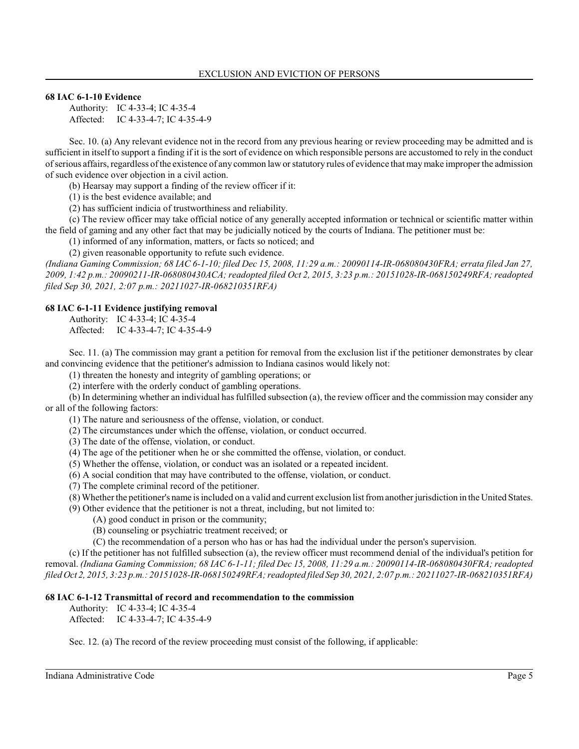### 68 IAC 6-1-10 Evidence

Authority: IC 4-33-4; IC 4-35-4
Affected: IC 4-33-4-7; IC 4-35-4-9

Sec. 10. (a) Any relevant evidence not in the record from any previous hearing or review proceeding may be admitted and is sufficient in itself to support a finding if it is the sort of evidence on which responsible persons are accustomed to rely in the conduct of serious affairs, regardless of the existence of any common law or statutory rules of evidence that may make improper the admission of such evidence over objection in a civil action.

(b) Hearsay may support a finding of the review officer if it:

(1) is the best evidence available; and

(2) has sufficient indicia of trustworthiness and reliability.

(c) The review officer may take official notice of any generally accepted information or technical or scientific matter within the field of gaming and any other fact that may be judicially noticed by the courts of Indiana. The petitioner must be:

(1) informed of any information, matters, or facts so noticed; and

(2) given reasonable opportunity to refute such evidence.

*(Indiana Gaming Commission; 68 IAC 6-1-10; filed Dec 15, 2008, 11:29 a.m.: 20090114-IR-068080430FRA; errata filed Jan 27, 2009, 1:42 p.m.: 20090211-IR-068080430ACA; readopted filed Oct 2, 2015, 3:23 p.m.: 20151028-IR-068150249RFA; readopted filed Sep 30, 2021, 2:07 p.m.: 20211027-IR-068210351RFA)*

### 68 IAC 6-1-11 Evidence justifying removal

Authority: IC 4-33-4; IC 4-35-4
Affected: IC 4-33-4-7; IC 4-35-4-9

Sec. 11. (a) The commission may grant a petition for removal from the exclusion list if the petitioner demonstrates by clear and convincing evidence that the petitioner's admission to Indiana casinos would likely not:

(1) threaten the honesty and integrity of gambling operations; or

(2) interfere with the orderly conduct of gambling operations.

(b) In determining whether an individual has fulfilled subsection (a), the review officer and the commission may consider any or all of the following factors:

(1) The nature and seriousness of the offense, violation, or conduct.

(2) The circumstances under which the offense, violation, or conduct occurred.

(3) The date of the offense, violation, or conduct.

(4) The age of the petitioner when he or she committed the offense, violation, or conduct.

(5) Whether the offense, violation, or conduct was an isolated or a repeated incident.

(6) A social condition that may have contributed to the offense, violation, or conduct.

(7) The complete criminal record of the petitioner.

(8) Whether the petitioner's name is included on a valid and current exclusion list from another jurisdiction in the United States.

(9) Other evidence that the petitioner is not a threat, including, but not limited to:

(A) good conduct in prison or the community;

(B) counseling or psychiatric treatment received; or

(C) the recommendation of a person who has or has had the individual under the person's supervision.

(c) If the petitioner has not fulfilled subsection (a), the review officer must recommend denial of the individual's petition for removal. *(Indiana Gaming Commission; 68 IAC 6-1-11; filed Dec 15, 2008, 11:29 a.m.: 20090114-IR-068080430FRA; readopted filed Oct 2, 2015, 3:23 p.m.: 20151028-IR-068150249RFA; readopted filed Sep 30, 2021, 2:07 p.m.: 20211027-IR-068210351RFA)*

### 68 IAC 6-1-12 Transmittal of record and recommendation to the commission

Authority: IC 4-33-4; IC 4-35-4
Affected: IC 4-33-4-7; IC 4-35-4-9

Sec. 12. (a) The record of the review proceeding must consist of the following, if applicable: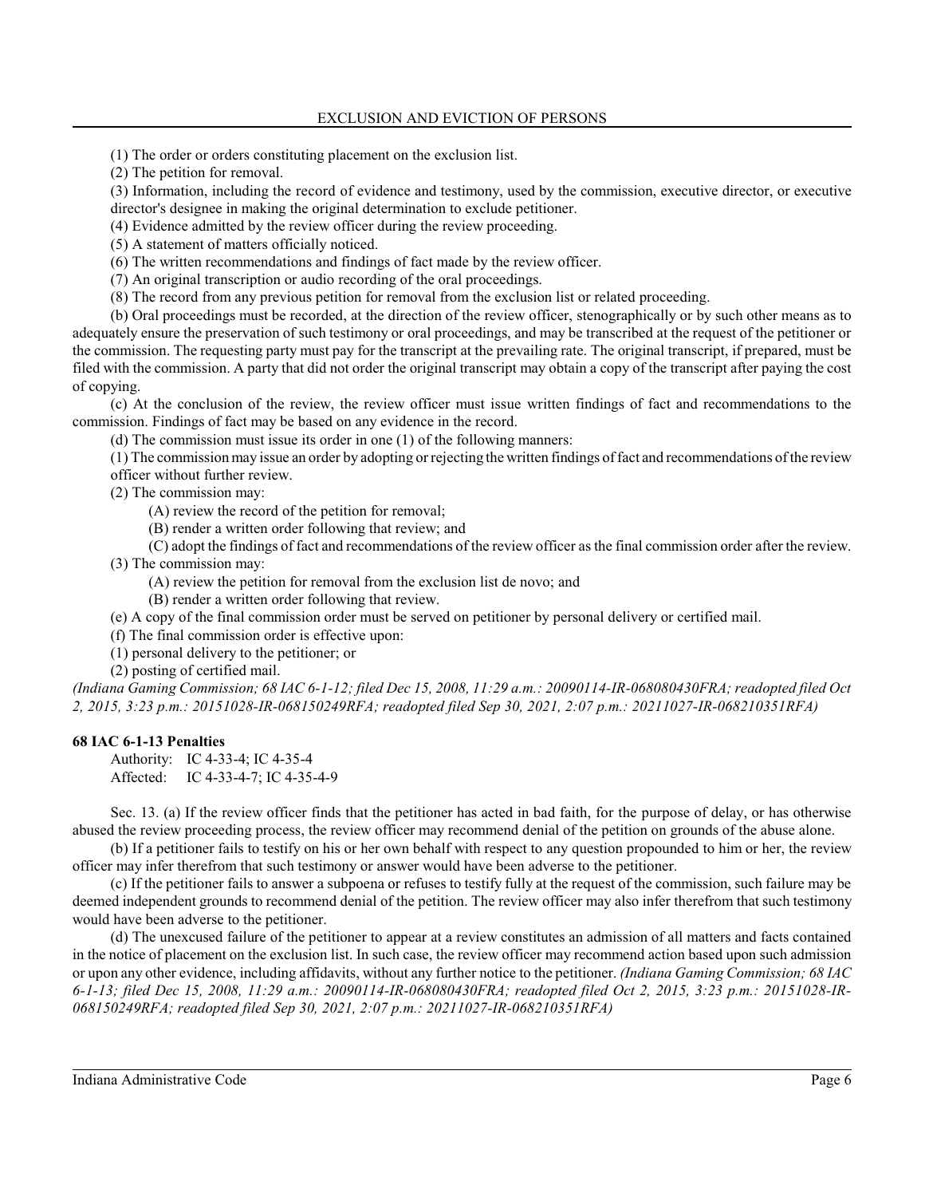(1) The order or orders constituting placement on the exclusion list.

(2) The petition for removal.

(3) Information, including the record of evidence and testimony, used by the commission, executive director, or executive director's designee in making the original determination to exclude petitioner.

(4) Evidence admitted by the review officer during the review proceeding.

(5) A statement of matters officially noticed.

(6) The written recommendations and findings of fact made by the review officer.

(7) An original transcription or audio recording of the oral proceedings.

(8) The record from any previous petition for removal from the exclusion list or related proceeding.

(b) Oral proceedings must be recorded, at the direction of the review officer, stenographically or by such other means as to adequately ensure the preservation of such testimony or oral proceedings, and may be transcribed at the request of the petitioner or the commission. The requesting party must pay for the transcript at the prevailing rate. The original transcript, if prepared, must be filed with the commission. A party that did not order the original transcript may obtain a copy of the transcript after paying the cost of copying.

(c) At the conclusion of the review, the review officer must issue written findings of fact and recommendations to the commission. Findings of fact may be based on any evidence in the record.

(d) The commission must issue its order in one (1) of the following manners:

(1) The commission may issue an order by adopting or rejecting the written findings of fact and recommendations of the review officer without further review.

(2) The commission may:

(A) review the record of the petition for removal;

(B) render a written order following that review; and

(C) adopt the findings of fact and recommendations of the review officer as the final commission order after the review.

(3) The commission may:

(A) review the petition for removal from the exclusion list de novo; and

(B) render a written order following that review.

(e) A copy of the final commission order must be served on petitioner by personal delivery or certified mail.

(f) The final commission order is effective upon:

(1) personal delivery to the petitioner; or

(2) posting of certified mail.

*(Indiana Gaming Commission; 68 IAC 6-1-12; filed Dec 15, 2008, 11:29 a.m.: 20090114-IR-068080430FRA; readopted filed Oct 2, 2015, 3:23 p.m.: 20151028-IR-068150249RFA; readopted filed Sep 30, 2021, 2:07 p.m.: 20211027-IR-068210351RFA)*

**68 IAC 6-1-13 Penalties**

Authority: IC 4-33-4; IC 4-35-4
Affected: IC 4-33-4-7; IC 4-35-4-9

Sec. 13. (a) If the review officer finds that the petitioner has acted in bad faith, for the purpose of delay, or has otherwise abused the review proceeding process, the review officer may recommend denial of the petition on grounds of the abuse alone.

(b) If a petitioner fails to testify on his or her own behalf with respect to any question propounded to him or her, the review officer may infer therefrom that such testimony or answer would have been adverse to the petitioner.

(c) If the petitioner fails to answer a subpoena or refuses to testify fully at the request of the commission, such failure may be deemed independent grounds to recommend denial of the petition. The review officer may also infer therefrom that such testimony would have been adverse to the petitioner.

(d) The unexcused failure of the petitioner to appear at a review constitutes an admission of all matters and facts contained in the notice of placement on the exclusion list. In such case, the review officer may recommend action based upon such admission or upon any other evidence, including affidavits, without any further notice to the petitioner. *(Indiana Gaming Commission; 68 IAC 6-1-13; filed Dec 15, 2008, 11:29 a.m.: 20090114-IR-068080430FRA; readopted filed Oct 2, 2015, 3:23 p.m.: 20151028-IR-068150249RFA; readopted filed Sep 30, 2021, 2:07 p.m.: 20211027-IR-068210351RFA)*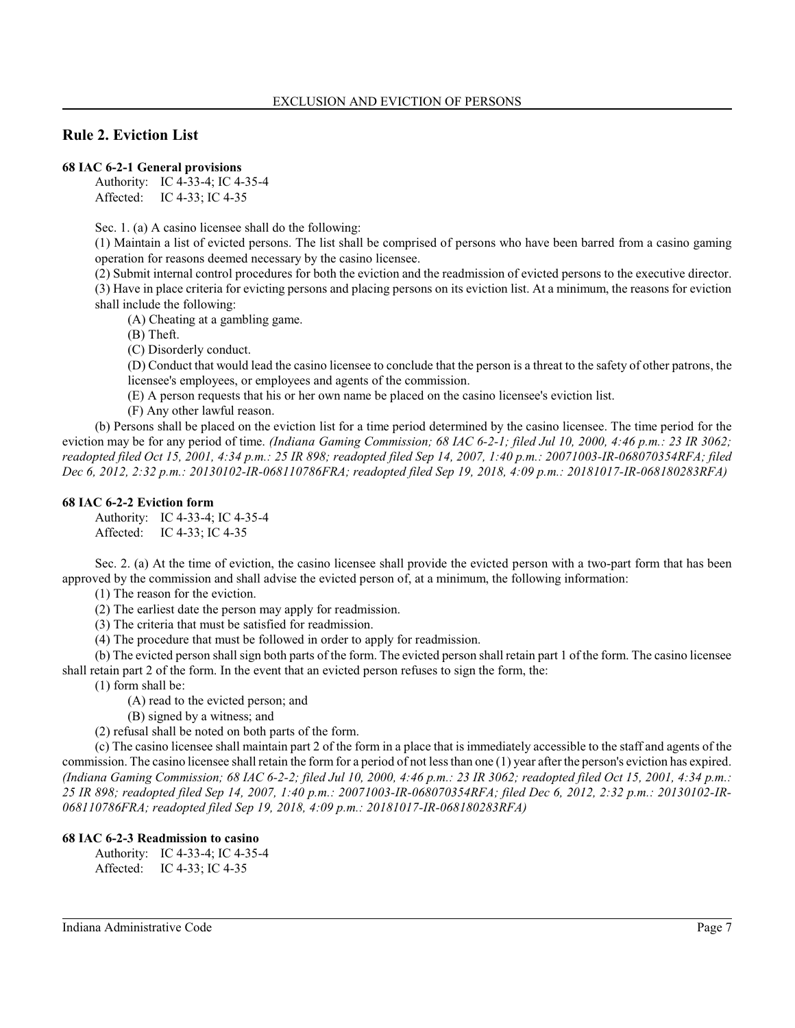## Rule 2. Eviction List

**68 IAC 6-2-1 General provisions**

Authority: IC 4-33-4; IC 4-35-4
Affected: IC 4-33; IC 4-35

Sec. 1. (a) A casino licensee shall do the following:

(1) Maintain a list of evicted persons. The list shall be comprised of persons who have been barred from a casino gaming operation for reasons deemed necessary by the casino licensee.

(2) Submit internal control procedures for both the eviction and the readmission of evicted persons to the executive director.

(3) Have in place criteria for evicting persons and placing persons on its eviction list. At a minimum, the reasons for eviction shall include the following:

(A) Cheating at a gambling game.

(B) Theft.

(C) Disorderly conduct.

(D) Conduct that would lead the casino licensee to conclude that the person is a threat to the safety of other patrons, the licensee's employees, or employees and agents of the commission.

(E) A person requests that his or her own name be placed on the casino licensee's eviction list.

(F) Any other lawful reason.

(b) Persons shall be placed on the eviction list for a time period determined by the casino licensee. The time period for the eviction may be for any period of time. *(Indiana Gaming Commission; 68 IAC 6-2-1; filed Jul 10, 2000, 4:46 p.m.: 23 IR 3062; readopted filed Oct 15, 2001, 4:34 p.m.: 25 IR 898; readopted filed Sep 14, 2007, 1:40 p.m.: 20071003-IR-068070354RFA; filed Dec 6, 2012, 2:32 p.m.: 20130102-IR-068110786FRA; readopted filed Sep 19, 2018, 4:09 p.m.: 20181017-IR-068180283RFA)*

**68 IAC 6-2-2 Eviction form**

Authority: IC 4-33-4; IC 4-35-4
Affected: IC 4-33; IC 4-35

Sec. 2. (a) At the time of eviction, the casino licensee shall provide the evicted person with a two-part form that has been approved by the commission and shall advise the evicted person of, at a minimum, the following information:

(1) The reason for the eviction.

(2) The earliest date the person may apply for readmission.

(3) The criteria that must be satisfied for readmission.

(4) The procedure that must be followed in order to apply for readmission.

(b) The evicted person shall sign both parts of the form. The evicted person shall retain part 1 of the form. The casino licensee shall retain part 2 of the form. In the event that an evicted person refuses to sign the form, the:

(1) form shall be:

(A) read to the evicted person; and

(B) signed by a witness; and

(2) refusal shall be noted on both parts of the form.

(c) The casino licensee shall maintain part 2 of the form in a place that is immediately accessible to the staff and agents of the commission. The casino licensee shall retain the form for a period of not less than one (1) year after the person's eviction has expired. *(Indiana Gaming Commission; 68 IAC 6-2-2; filed Jul 10, 2000, 4:46 p.m.: 23 IR 3062; readopted filed Oct 15, 2001, 4:34 p.m.: 25 IR 898; readopted filed Sep 14, 2007, 1:40 p.m.: 20071003-IR-068070354RFA; filed Dec 6, 2012, 2:32 p.m.: 20130102-IR-068110786FRA; readopted filed Sep 19, 2018, 4:09 p.m.: 20181017-IR-068180283RFA)*

**68 IAC 6-2-3 Readmission to casino**

Authority: IC 4-33-4; IC 4-35-4
Affected: IC 4-33; IC 4-35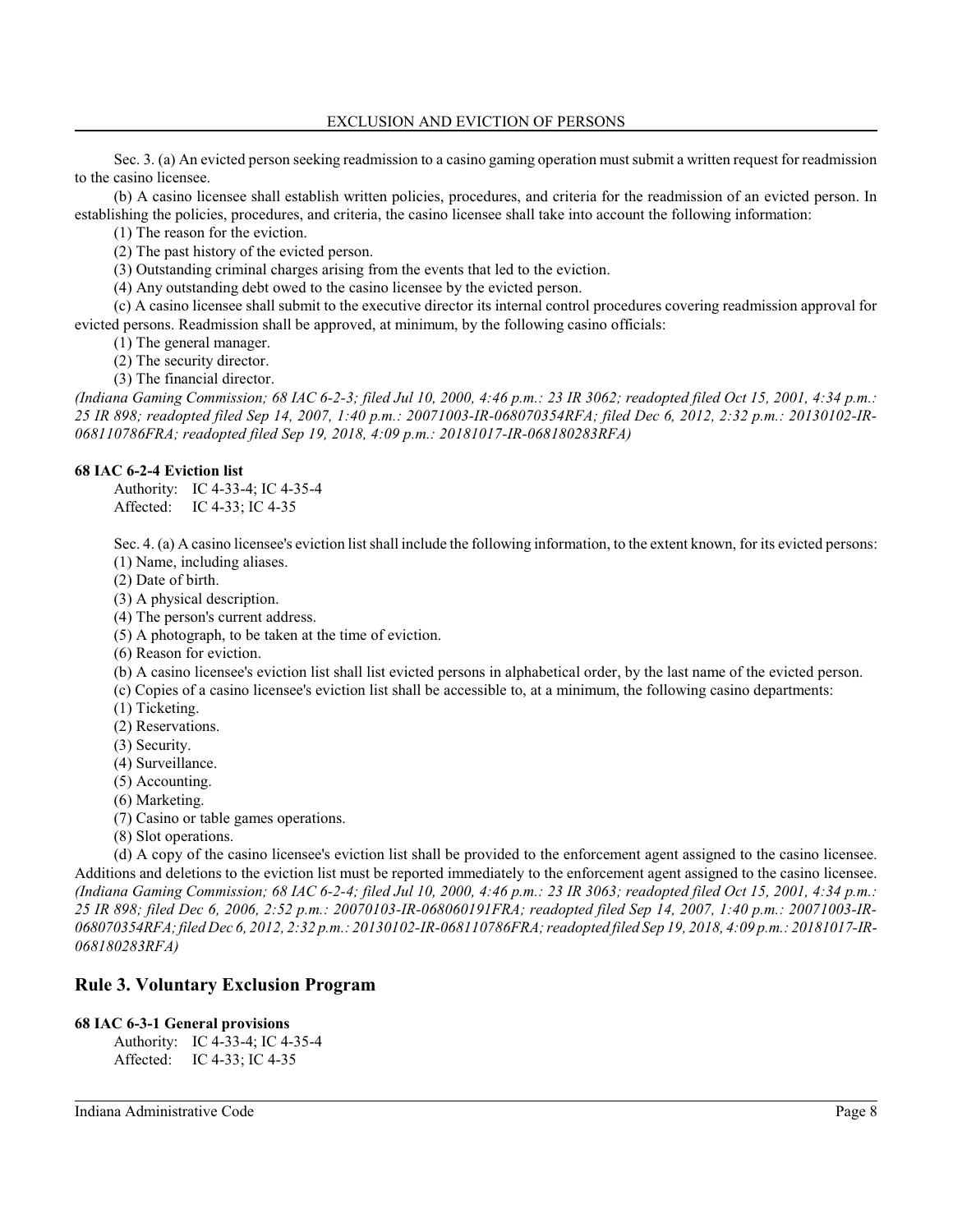Sec. 3. (a) An evicted person seeking readmission to a casino gaming operation must submit a written request for readmission to the casino licensee.

(b) A casino licensee shall establish written policies, procedures, and criteria for the readmission of an evicted person. In establishing the policies, procedures, and criteria, the casino licensee shall take into account the following information:

(1) The reason for the eviction.

(2) The past history of the evicted person.

(3) Outstanding criminal charges arising from the events that led to the eviction.

(4) Any outstanding debt owed to the casino licensee by the evicted person.

(c) A casino licensee shall submit to the executive director its internal control procedures covering readmission approval for evicted persons. Readmission shall be approved, at minimum, by the following casino officials:

(1) The general manager.

(2) The security director.

(3) The financial director.

*(Indiana Gaming Commission; 68 IAC 6-2-3; filed Jul 10, 2000, 4:46 p.m.: 23 IR 3062; readopted filed Oct 15, 2001, 4:34 p.m.: 25 IR 898; readopted filed Sep 14, 2007, 1:40 p.m.: 20071003-IR-068070354RFA; filed Dec 6, 2012, 2:32 p.m.: 20130102-IR-068110786FRA; readopted filed Sep 19, 2018, 4:09 p.m.: 20181017-IR-068180283RFA)*

**68 IAC 6-2-4 Eviction list**

Authority: IC 4-33-4; IC 4-35-4
Affected: IC 4-33; IC 4-35

Sec. 4. (a) A casino licensee's eviction list shall include the following information, to the extent known, for its evicted persons:

(1) Name, including aliases.

(2) Date of birth.

(3) A physical description.

(4) The person's current address.

(5) A photograph, to be taken at the time of eviction.

(6) Reason for eviction.

(b) A casino licensee's eviction list shall list evicted persons in alphabetical order, by the last name of the evicted person.

(c) Copies of a casino licensee's eviction list shall be accessible to, at a minimum, the following casino departments:

(1) Ticketing.

(2) Reservations.

(3) Security.

(4) Surveillance.

(5) Accounting.

(6) Marketing.

(7) Casino or table games operations.

(8) Slot operations.

(d) A copy of the casino licensee's eviction list shall be provided to the enforcement agent assigned to the casino licensee. Additions and deletions to the eviction list must be reported immediately to the enforcement agent assigned to the casino licensee. *(Indiana Gaming Commission; 68 IAC 6-2-4; filed Jul 10, 2000, 4:46 p.m.: 23 IR 3063; readopted filed Oct 15, 2001, 4:34 p.m.: 25 IR 898; filed Dec 6, 2006, 2:52 p.m.: 20070103-IR-068060191FRA; readopted filed Sep 14, 2007, 1:40 p.m.: 20071003-IR-068070354RFA; filed Dec 6, 2012, 2:32 p.m.: 20130102-IR-068110786FRA; readopted filed Sep 19, 2018, 4:09 p.m.: 20181017-IR-068180283RFA)*

## Rule 3. Voluntary Exclusion Program

**68 IAC 6-3-1 General provisions**

Authority: IC 4-33-4; IC 4-35-4
Affected: IC 4-33; IC 4-35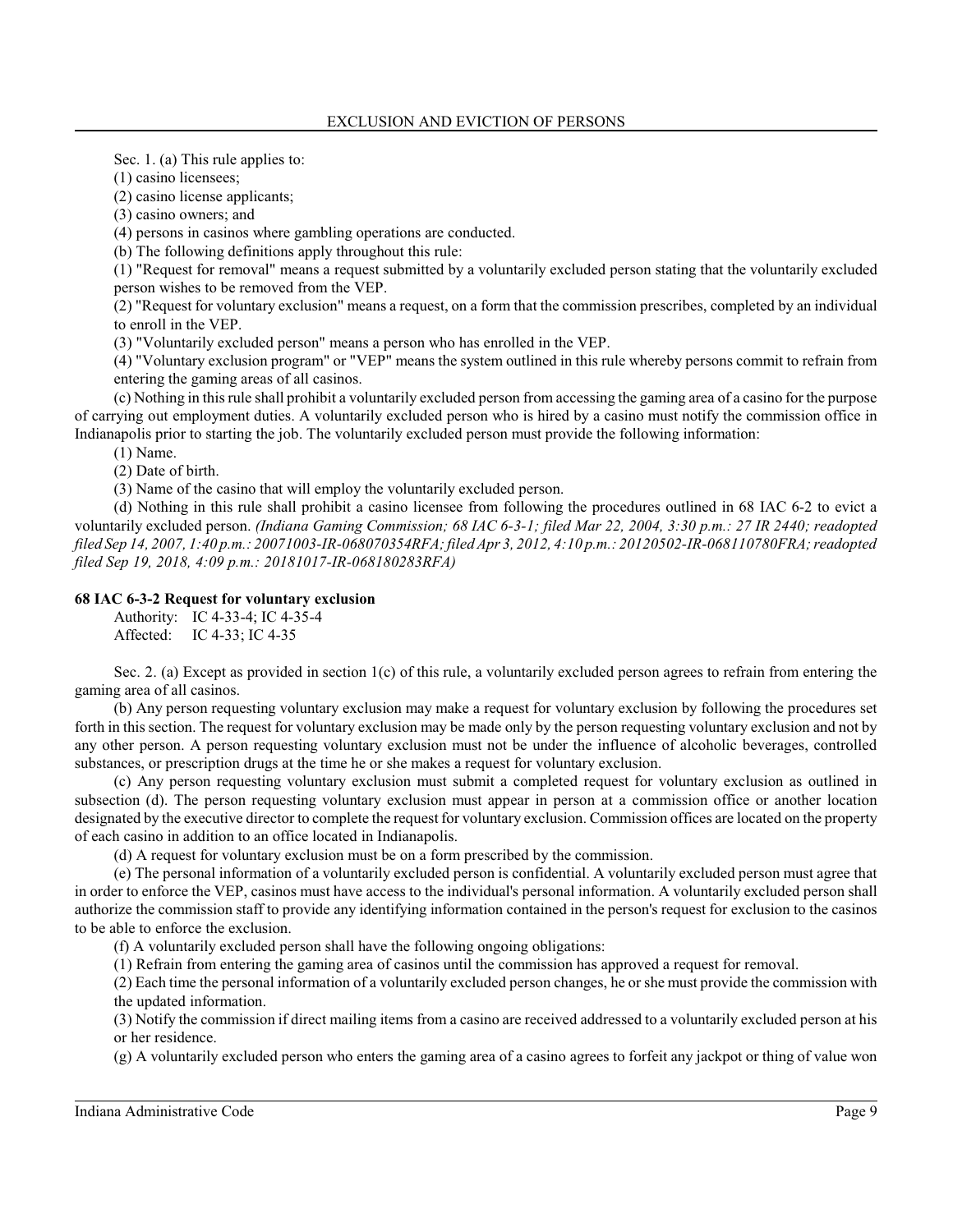Sec. 1. (a) This rule applies to:

(1) casino licensees;

(2) casino license applicants;

(3) casino owners; and

(4) persons in casinos where gambling operations are conducted.

(b) The following definitions apply throughout this rule:

(1) "Request for removal" means a request submitted by a voluntarily excluded person stating that the voluntarily excluded person wishes to be removed from the VEP.

(2) "Request for voluntary exclusion" means a request, on a form that the commission prescribes, completed by an individual to enroll in the VEP.

(3) "Voluntarily excluded person" means a person who has enrolled in the VEP.

(4) "Voluntary exclusion program" or "VEP" means the system outlined in this rule whereby persons commit to refrain from entering the gaming areas of all casinos.

(c) Nothing in this rule shall prohibit a voluntarily excluded person from accessing the gaming area of a casino for the purpose of carrying out employment duties. A voluntarily excluded person who is hired by a casino must notify the commission office in Indianapolis prior to starting the job. The voluntarily excluded person must provide the following information:

(1) Name.

(2) Date of birth.

(3) Name of the casino that will employ the voluntarily excluded person.

(d) Nothing in this rule shall prohibit a casino licensee from following the procedures outlined in 68 IAC 6-2 to evict a voluntarily excluded person. *(Indiana Gaming Commission; 68 IAC 6-3-1; filed Mar 22, 2004, 3:30 p.m.: 27 IR 2440; readopted filed Sep 14, 2007, 1:40 p.m.: 20071003-IR-068070354RFA; filed Apr 3, 2012, 4:10 p.m.: 20120502-IR-068110780FRA; readopted filed Sep 19, 2018, 4:09 p.m.: 20181017-IR-068180283RFA)*

**68 IAC 6-3-2 Request for voluntary exclusion**

Authority: IC 4-33-4; IC 4-35-4
Affected: IC 4-33; IC 4-35

Sec. 2. (a) Except as provided in section 1(c) of this rule, a voluntarily excluded person agrees to refrain from entering the gaming area of all casinos.

(b) Any person requesting voluntary exclusion may make a request for voluntary exclusion by following the procedures set forth in this section. The request for voluntary exclusion may be made only by the person requesting voluntary exclusion and not by any other person. A person requesting voluntary exclusion must not be under the influence of alcoholic beverages, controlled substances, or prescription drugs at the time he or she makes a request for voluntary exclusion.

(c) Any person requesting voluntary exclusion must submit a completed request for voluntary exclusion as outlined in subsection (d). The person requesting voluntary exclusion must appear in person at a commission office or another location designated by the executive director to complete the request for voluntary exclusion. Commission offices are located on the property of each casino in addition to an office located in Indianapolis.

(d) A request for voluntary exclusion must be on a form prescribed by the commission.

(e) The personal information of a voluntarily excluded person is confidential. A voluntarily excluded person must agree that in order to enforce the VEP, casinos must have access to the individual's personal information. A voluntarily excluded person shall authorize the commission staff to provide any identifying information contained in the person's request for exclusion to the casinos to be able to enforce the exclusion.

(f) A voluntarily excluded person shall have the following ongoing obligations:

(1) Refrain from entering the gaming area of casinos until the commission has approved a request for removal.

(2) Each time the personal information of a voluntarily excluded person changes, he or she must provide the commission with the updated information.

(3) Notify the commission if direct mailing items from a casino are received addressed to a voluntarily excluded person at his or her residence.

(g) A voluntarily excluded person who enters the gaming area of a casino agrees to forfeit any jackpot or thing of value won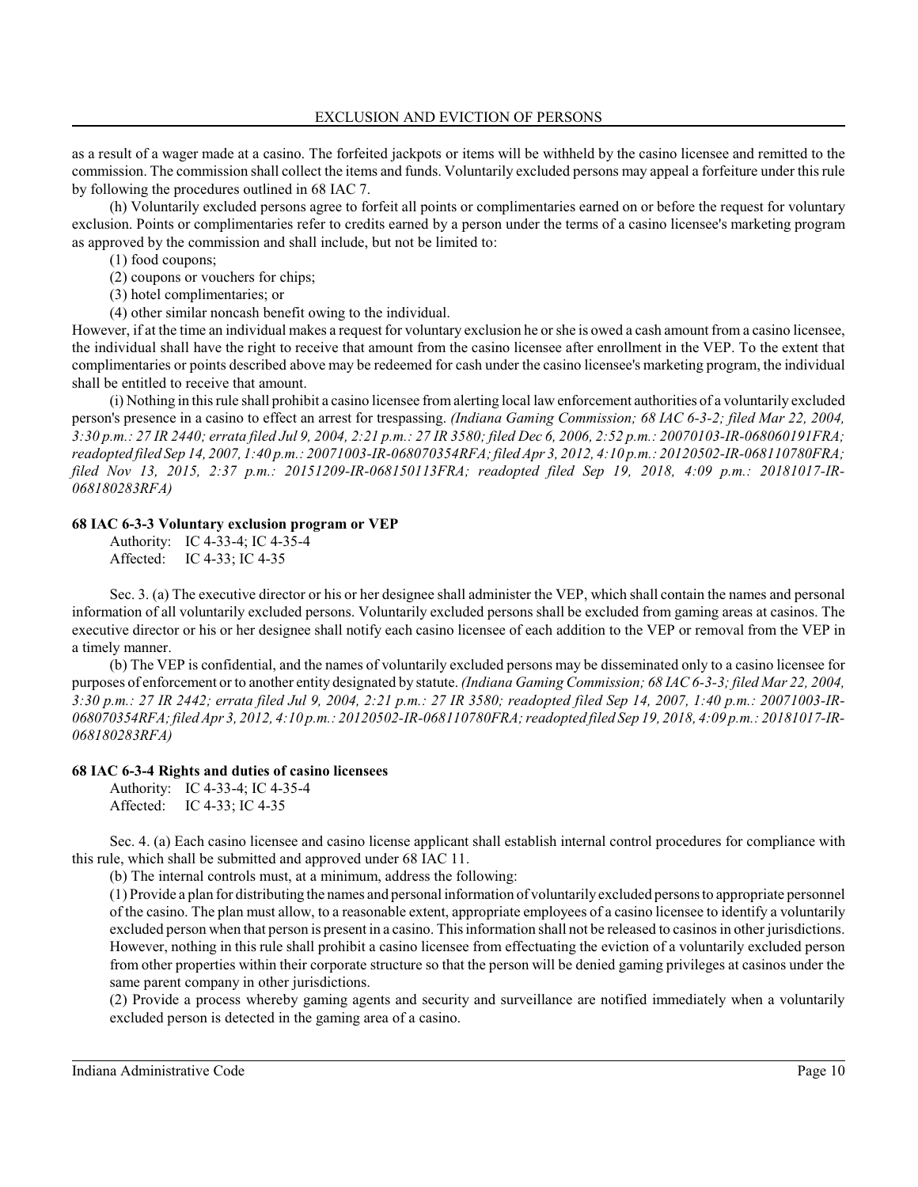as a result of a wager made at a casino. The forfeited jackpots or items will be withheld by the casino licensee and remitted to the commission. The commission shall collect the items and funds. Voluntarily excluded persons may appeal a forfeiture under this rule by following the procedures outlined in 68 IAC 7.

(h) Voluntarily excluded persons agree to forfeit all points or complimentaries earned on or before the request for voluntary exclusion. Points or complimentaries refer to credits earned by a person under the terms of a casino licensee's marketing program as approved by the commission and shall include, but not be limited to:

(1) food coupons;

(2) coupons or vouchers for chips;

(3) hotel complimentaries; or

(4) other similar noncash benefit owing to the individual.

However, if at the time an individual makes a request for voluntary exclusion he or she is owed a cash amount from a casino licensee, the individual shall have the right to receive that amount from the casino licensee after enrollment in the VEP. To the extent that complimentaries or points described above may be redeemed for cash under the casino licensee's marketing program, the individual shall be entitled to receive that amount.

(i) Nothing in this rule shall prohibit a casino licensee from alerting local law enforcement authorities of a voluntarily excluded person's presence in a casino to effect an arrest for trespassing. *(Indiana Gaming Commission; 68 IAC 6-3-2; filed Mar 22, 2004, 3:30 p.m.: 27 IR 2440; errata filed Jul 9, 2004, 2:21 p.m.: 27 IR 3580; filed Dec 6, 2006, 2:52 p.m.: 20070103-IR-068060191FRA; readopted filed Sep 14, 2007, 1:40 p.m.: 20071003-IR-068070354RFA; filed Apr 3, 2012, 4:10 p.m.: 20120502-IR-068110780FRA; filed Nov 13, 2015, 2:37 p.m.: 20151209-IR-068150113FRA; readopted filed Sep 19, 2018, 4:09 p.m.: 20181017-IR-068180283RFA)*

**68 IAC 6-3-3 Voluntary exclusion program or VEP**

Authority: IC 4-33-4; IC 4-35-4
Affected: IC 4-33; IC 4-35

Sec. 3. (a) The executive director or his or her designee shall administer the VEP, which shall contain the names and personal information of all voluntarily excluded persons. Voluntarily excluded persons shall be excluded from gaming areas at casinos. The executive director or his or her designee shall notify each casino licensee of each addition to the VEP or removal from the VEP in a timely manner.

(b) The VEP is confidential, and the names of voluntarily excluded persons may be disseminated only to a casino licensee for purposes of enforcement or to another entity designated by statute. *(Indiana Gaming Commission; 68 IAC 6-3-3; filed Mar 22, 2004, 3:30 p.m.: 27 IR 2442; errata filed Jul 9, 2004, 2:21 p.m.: 27 IR 3580; readopted filed Sep 14, 2007, 1:40 p.m.: 20071003-IR-068070354RFA; filed Apr 3, 2012, 4:10 p.m.: 20120502-IR-068110780FRA; readopted filed Sep 19, 2018, 4:09 p.m.: 20181017-IR-068180283RFA)*

**68 IAC 6-3-4 Rights and duties of casino licensees**

Authority: IC 4-33-4; IC 4-35-4
Affected: IC 4-33; IC 4-35

Sec. 4. (a) Each casino licensee and casino license applicant shall establish internal control procedures for compliance with this rule, which shall be submitted and approved under 68 IAC 11.

(b) The internal controls must, at a minimum, address the following:

(1) Provide a plan for distributing the names and personal information of voluntarily excluded persons to appropriate personnel of the casino. The plan must allow, to a reasonable extent, appropriate employees of a casino licensee to identify a voluntarily excluded person when that person is present in a casino. This information shall not be released to casinos in other jurisdictions. However, nothing in this rule shall prohibit a casino licensee from effectuating the eviction of a voluntarily excluded person from other properties within their corporate structure so that the person will be denied gaming privileges at casinos under the same parent company in other jurisdictions.

(2) Provide a process whereby gaming agents and security and surveillance are notified immediately when a voluntarily excluded person is detected in the gaming area of a casino.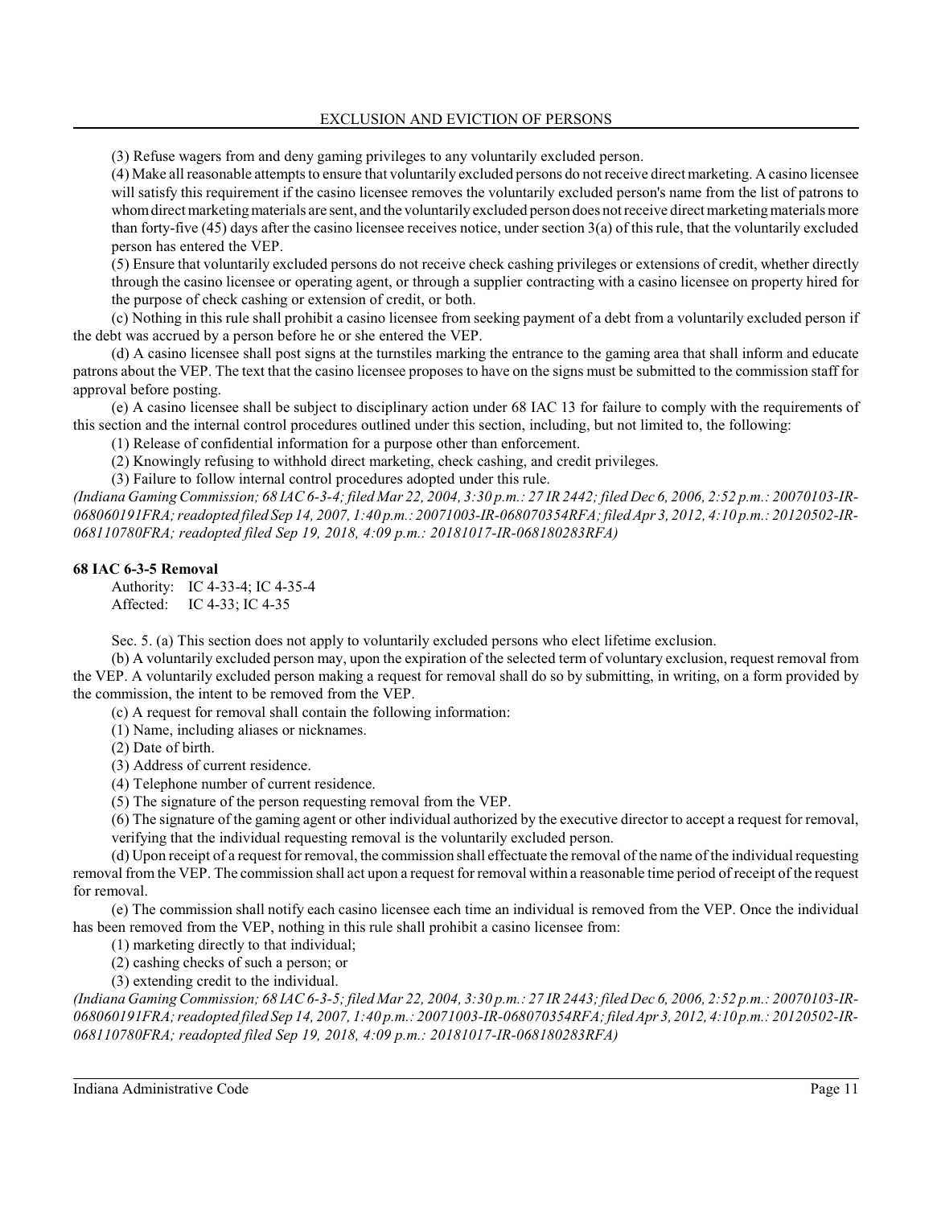(3) Refuse wagers from and deny gaming privileges to any voluntarily excluded person.

(4) Make all reasonable attempts to ensure that voluntarily excluded persons do not receive direct marketing. A casino licensee will satisfy this requirement if the casino licensee removes the voluntarily excluded person's name from the list of patrons to whom direct marketing materials are sent, and the voluntarily excluded person does not receive direct marketing materials more than forty-five (45) days after the casino licensee receives notice, under section 3(a) of this rule, that the voluntarily excluded person has entered the VEP.

(5) Ensure that voluntarily excluded persons do not receive check cashing privileges or extensions of credit, whether directly through the casino licensee or operating agent, or through a supplier contracting with a casino licensee on property hired for the purpose of check cashing or extension of credit, or both.

(c) Nothing in this rule shall prohibit a casino licensee from seeking payment of a debt from a voluntarily excluded person if the debt was accrued by a person before he or she entered the VEP.

(d) A casino licensee shall post signs at the turnstiles marking the entrance to the gaming area that shall inform and educate patrons about the VEP. The text that the casino licensee proposes to have on the signs must be submitted to the commission staff for approval before posting.

(e) A casino licensee shall be subject to disciplinary action under 68 IAC 13 for failure to comply with the requirements of this section and the internal control procedures outlined under this section, including, but not limited to, the following:

(1) Release of confidential information for a purpose other than enforcement.

(2) Knowingly refusing to withhold direct marketing, check cashing, and credit privileges.

(3) Failure to follow internal control procedures adopted under this rule.

*(Indiana Gaming Commission; 68 IAC 6-3-4; filed Mar 22, 2004, 3:30 p.m.: 27 IR 2442; filed Dec 6, 2006, 2:52 p.m.: 20070103-IR-068060191FRA; readopted filed Sep 14, 2007, 1:40 p.m.: 20071003-IR-068070354RFA; filed Apr 3, 2012, 4:10 p.m.: 20120502-IR-068110780FRA; readopted filed Sep 19, 2018, 4:09 p.m.: 20181017-IR-068180283RFA)*

**68 IAC 6-3-5 Removal**

Authority: IC 4-33-4; IC 4-35-4
Affected: IC 4-33; IC 4-35

Sec. 5. (a) This section does not apply to voluntarily excluded persons who elect lifetime exclusion.

(b) A voluntarily excluded person may, upon the expiration of the selected term of voluntary exclusion, request removal from the VEP. A voluntarily excluded person making a request for removal shall do so by submitting, in writing, on a form provided by the commission, the intent to be removed from the VEP.

(c) A request for removal shall contain the following information:

(1) Name, including aliases or nicknames.

(2) Date of birth.

(3) Address of current residence.

(4) Telephone number of current residence.

(5) The signature of the person requesting removal from the VEP.

(6) The signature of the gaming agent or other individual authorized by the executive director to accept a request for removal, verifying that the individual requesting removal is the voluntarily excluded person.

(d) Upon receipt of a request for removal, the commission shall effectuate the removal of the name of the individual requesting removal from the VEP. The commission shall act upon a request for removal within a reasonable time period of receipt of the request for removal.

(e) The commission shall notify each casino licensee each time an individual is removed from the VEP. Once the individual has been removed from the VEP, nothing in this rule shall prohibit a casino licensee from:

(1) marketing directly to that individual;

(2) cashing checks of such a person; or

(3) extending credit to the individual.

*(Indiana Gaming Commission; 68 IAC 6-3-5; filed Mar 22, 2004, 3:30 p.m.: 27 IR 2443; filed Dec 6, 2006, 2:52 p.m.: 20070103-IR-068060191FRA; readopted filed Sep 14, 2007, 1:40 p.m.: 20071003-IR-068070354RFA; filed Apr 3, 2012, 4:10 p.m.: 20120502-IR-068110780FRA; readopted filed Sep 19, 2018, 4:09 p.m.: 20181017-IR-068180283RFA)*